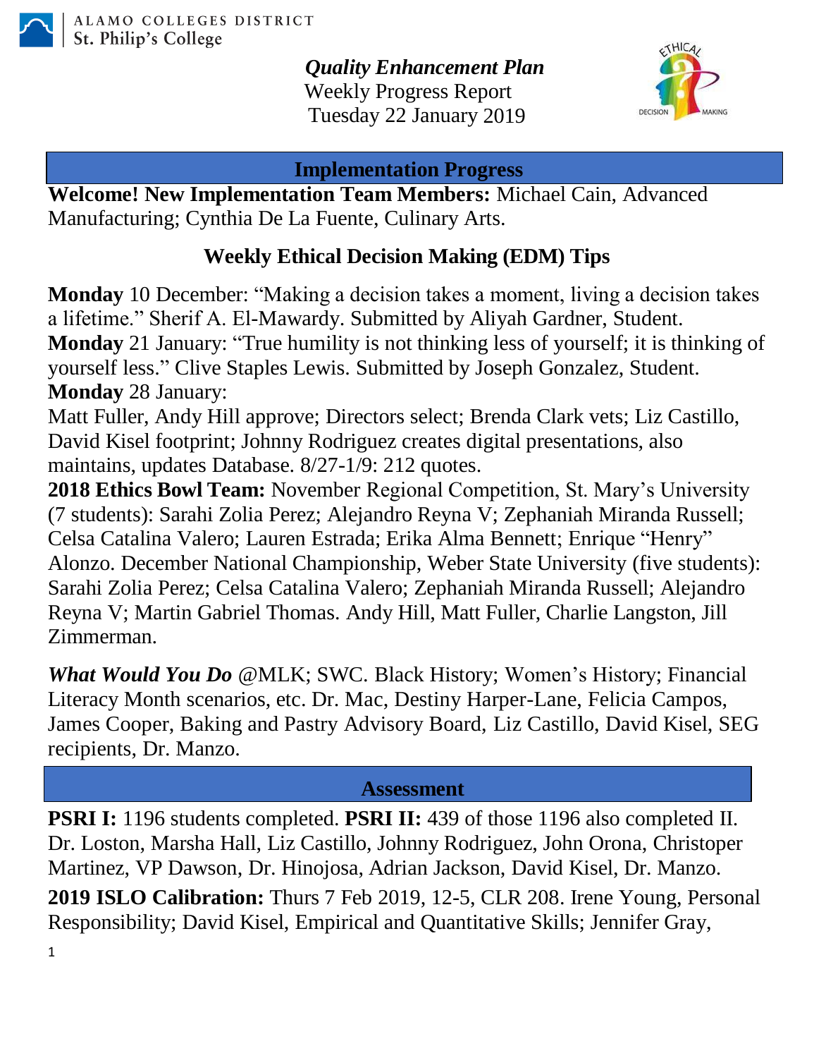ALAMO COLLEGES DISTRICT
St. Philip's College

***Quality Enhancement Plan***
Weekly Progress Report
Tuesday 22 January 2019

## Implementation Progress

**Welcome! New Implementation Team Members:** Michael Cain, Advanced Manufacturing; Cynthia De La Fuente, Culinary Arts.

### Weekly Ethical Decision Making (EDM) Tips

**Monday** 10 December: "Making a decision takes a moment, living a decision takes a lifetime." Sherif A. El-Mawardy. Submitted by Aliyah Gardner, Student.
**Monday** 21 January: "True humility is not thinking less of yourself; it is thinking of yourself less." Clive Staples Lewis. Submitted by Joseph Gonzalez, Student.
**Monday** 28 January:
Matt Fuller, Andy Hill approve; Directors select; Brenda Clark vets; Liz Castillo, David Kisel footprint; Johnny Rodriguez creates digital presentations, also maintains, updates Database. 8/27-1/9: 212 quotes.
**2018 Ethics Bowl Team:** November Regional Competition, St. Mary's University (7 students): Sarahi Zolia Perez; Alejandro Reyna V; Zephaniah Miranda Russell; Celsa Catalina Valero; Lauren Estrada; Erika Alma Bennett; Enrique "Henry" Alonzo. December National Championship, Weber State University (five students): Sarahi Zolia Perez; Celsa Catalina Valero; Zephaniah Miranda Russell; Alejandro Reyna V; Martin Gabriel Thomas. Andy Hill, Matt Fuller, Charlie Langston, Jill Zimmerman.

***What Would You Do*** @MLK; SWC. Black History; Women's History; Financial Literacy Month scenarios, etc. Dr. Mac, Destiny Harper-Lane, Felicia Campos, James Cooper, Baking and Pastry Advisory Board, Liz Castillo, David Kisel, SEG recipients, Dr. Manzo.

## Assessment

**PSRI I:** 1196 students completed. **PSRI II:** 439 of those 1196 also completed II. Dr. Loston, Marsha Hall, Liz Castillo, Johnny Rodriguez, John Orona, Christoper Martinez, VP Dawson, Dr. Hinojosa, Adrian Jackson, David Kisel, Dr. Manzo.

**2019 ISLO Calibration:** Thurs 7 Feb 2019, 12-5, CLR 208. Irene Young, Personal Responsibility; David Kisel, Empirical and Quantitative Skills; Jennifer Gray,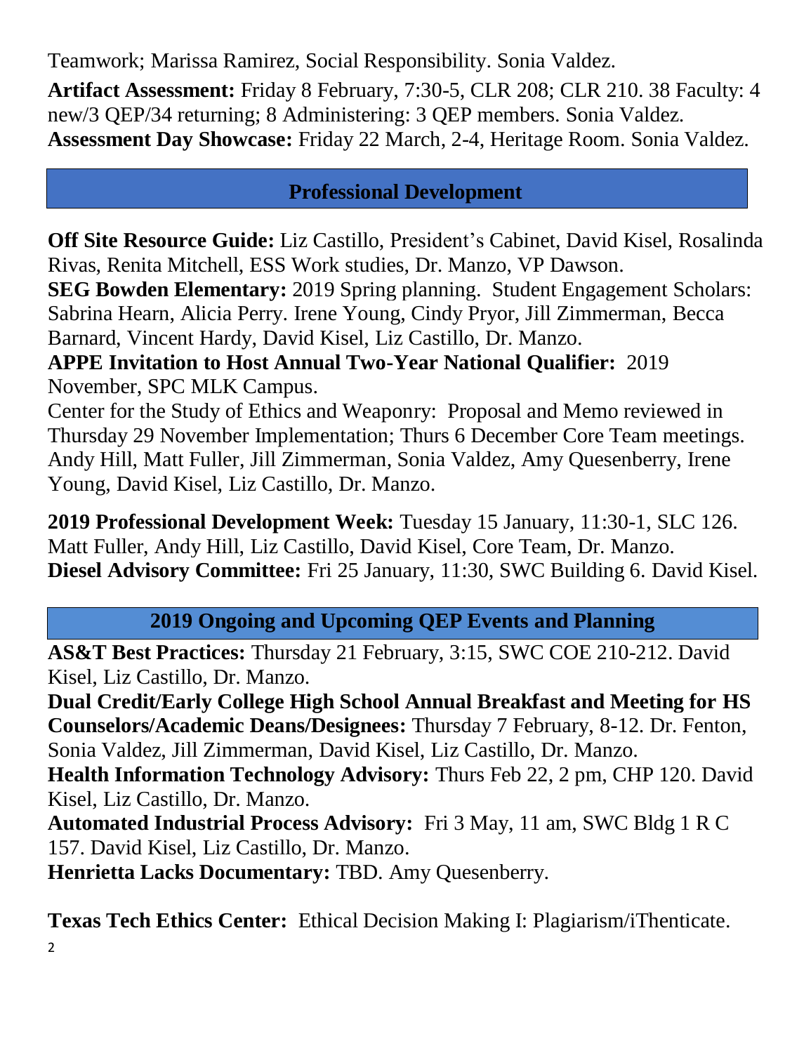Teamwork; Marissa Ramirez, Social Responsibility. Sonia Valdez.

**Artifact Assessment:** Friday 8 February, 7:30-5, CLR 208; CLR 210. 38 Faculty: 4 new/3 QEP/34 returning; 8 Administering: 3 QEP members. Sonia Valdez.
**Assessment Day Showcase:** Friday 22 March, 2-4, Heritage Room. Sonia Valdez.

## Professional Development

**Off Site Resource Guide:** Liz Castillo, President's Cabinet, David Kisel, Rosalinda Rivas, Renita Mitchell, ESS Work studies, Dr. Manzo, VP Dawson.
**SEG Bowden Elementary:** 2019 Spring planning. Student Engagement Scholars: Sabrina Hearn, Alicia Perry. Irene Young, Cindy Pryor, Jill Zimmerman, Becca Barnard, Vincent Hardy, David Kisel, Liz Castillo, Dr. Manzo.
**APPE Invitation to Host Annual Two-Year National Qualifier:** 2019 November, SPC MLK Campus.
Center for the Study of Ethics and Weaponry: Proposal and Memo reviewed in Thursday 29 November Implementation; Thurs 6 December Core Team meetings. Andy Hill, Matt Fuller, Jill Zimmerman, Sonia Valdez, Amy Quesenberry, Irene Young, David Kisel, Liz Castillo, Dr. Manzo.

**2019 Professional Development Week:** Tuesday 15 January, 11:30-1, SLC 126. Matt Fuller, Andy Hill, Liz Castillo, David Kisel, Core Team, Dr. Manzo.
**Diesel Advisory Committee:** Fri 25 January, 11:30, SWC Building 6. David Kisel.

## 2019 Ongoing and Upcoming QEP Events and Planning

**AS&T Best Practices:** Thursday 21 February, 3:15, SWC COE 210-212. David Kisel, Liz Castillo, Dr. Manzo.
**Dual Credit/Early College High School Annual Breakfast and Meeting for HS Counselors/Academic Deans/Designees:** Thursday 7 February, 8-12. Dr. Fenton, Sonia Valdez, Jill Zimmerman, David Kisel, Liz Castillo, Dr. Manzo.
**Health Information Technology Advisory:** Thurs Feb 22, 2 pm, CHP 120. David Kisel, Liz Castillo, Dr. Manzo.
**Automated Industrial Process Advisory:** Fri 3 May, 11 am, SWC Bldg 1 R C 157. David Kisel, Liz Castillo, Dr. Manzo.
**Henrietta Lacks Documentary:** TBD. Amy Quesenberry.

**Texas Tech Ethics Center:** Ethical Decision Making I: Plagiarism/iThenticate.